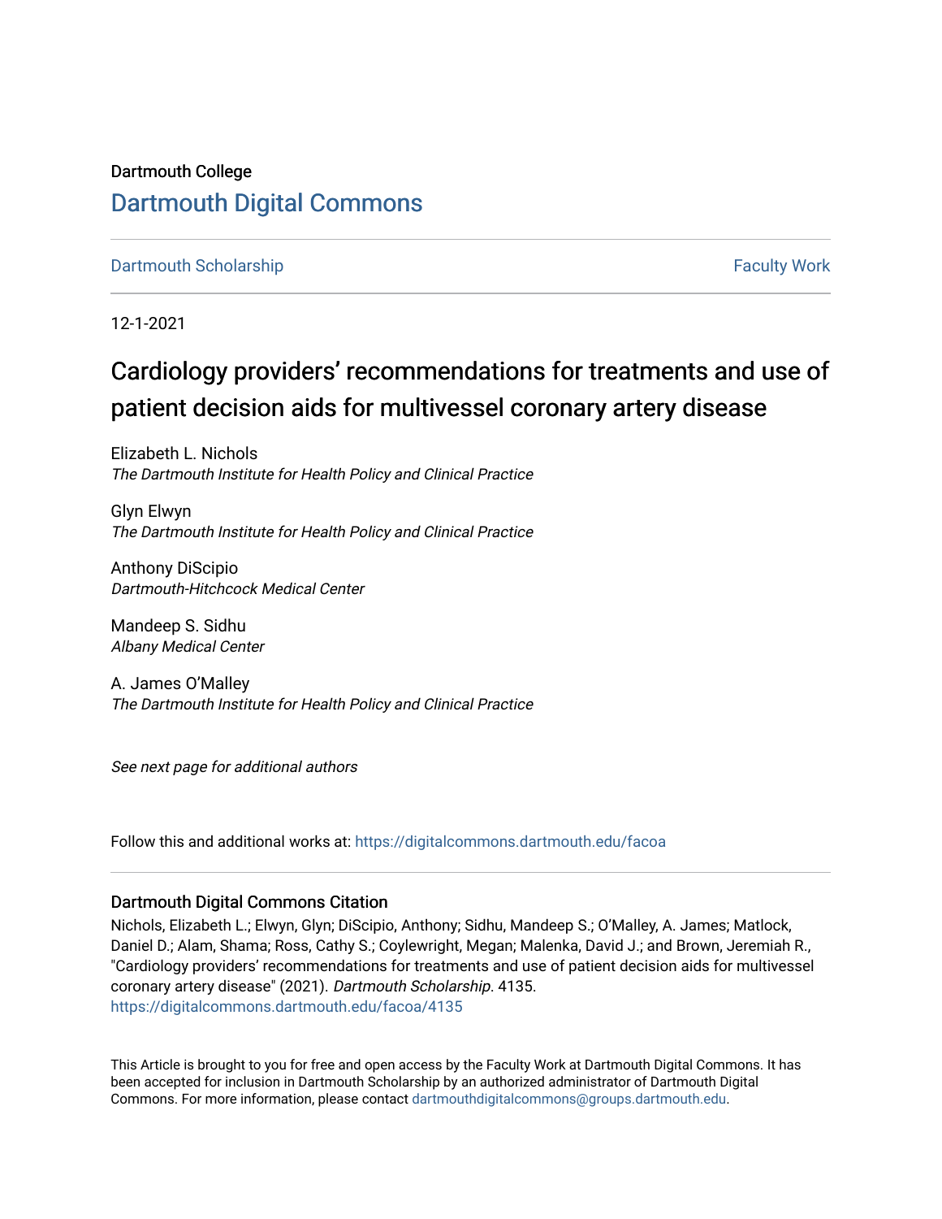Dartmouth College

# Dartmouth Digital Commons

Dartmouth Scholarship | Faculty Work

12-1-2021

# Cardiology providers' recommendations for treatments and use of patient decision aids for multivessel coronary artery disease

Elizabeth L. Nichols
*The Dartmouth Institute for Health Policy and Clinical Practice*

Glyn Elwyn
*The Dartmouth Institute for Health Policy and Clinical Practice*

Anthony DiScipio
*Dartmouth-Hitchcock Medical Center*

Mandeep S. Sidhu
*Albany Medical Center*

A. James O'Malley
*The Dartmouth Institute for Health Policy and Clinical Practice*

*See next page for additional authors*

Follow this and additional works at: https://digitalcommons.dartmouth.edu/facoa

### Dartmouth Digital Commons Citation

Nichols, Elizabeth L.; Elwyn, Glyn; DiScipio, Anthony; Sidhu, Mandeep S.; O'Malley, A. James; Matlock, Daniel D.; Alam, Shama; Ross, Cathy S.; Coylewright, Megan; Malenka, David J.; and Brown, Jeremiah R., "Cardiology providers' recommendations for treatments and use of patient decision aids for multivessel coronary artery disease" (2021). *Dartmouth Scholarship*. 4135.
https://digitalcommons.dartmouth.edu/facoa/4135

This Article is brought to you for free and open access by the Faculty Work at Dartmouth Digital Commons. It has been accepted for inclusion in Dartmouth Scholarship by an authorized administrator of Dartmouth Digital Commons. For more information, please contact dartmouthdigitalcommons@groups.dartmouth.edu.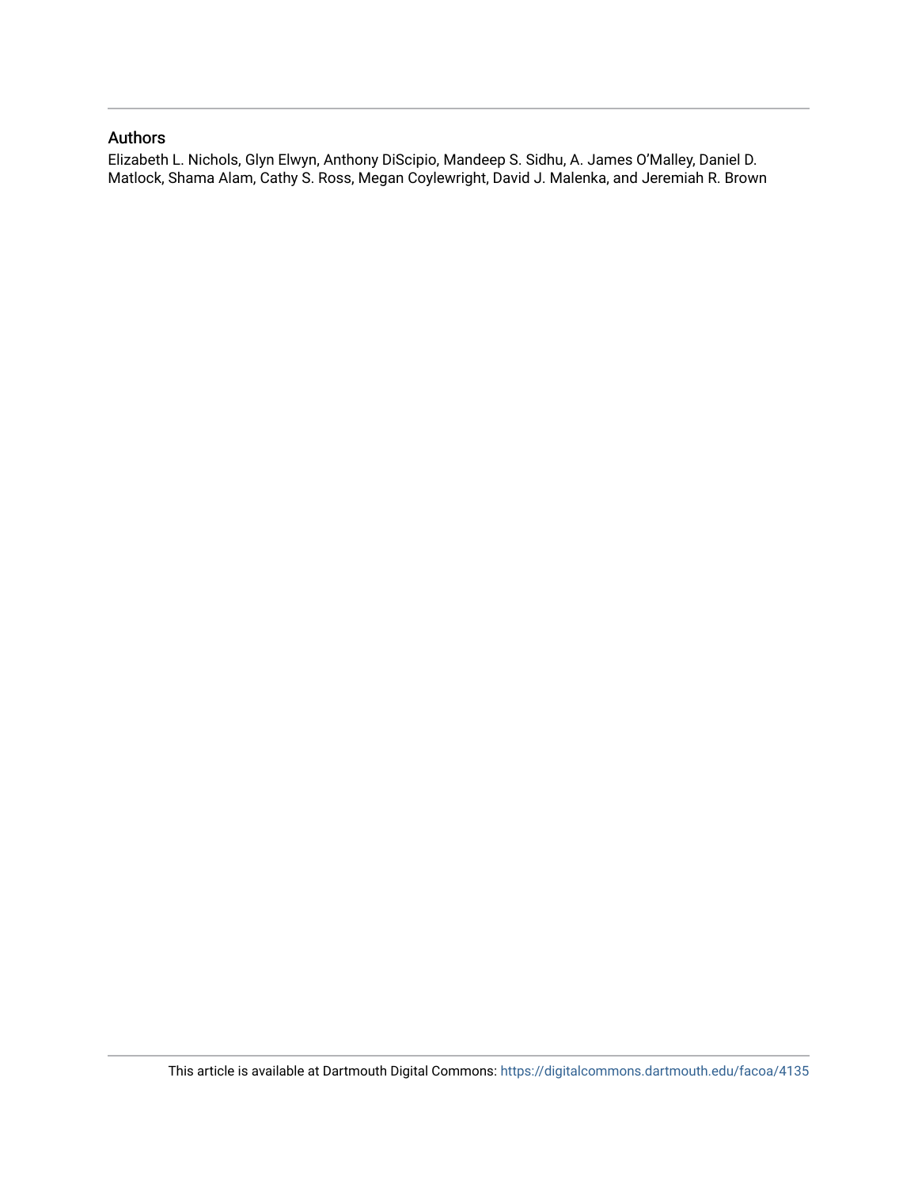## Authors

Elizabeth L. Nichols, Glyn Elwyn, Anthony DiScipio, Mandeep S. Sidhu, A. James O'Malley, Daniel D. Matlock, Shama Alam, Cathy S. Ross, Megan Coylewright, David J. Malenka, and Jeremiah R. Brown

This article is available at Dartmouth Digital Commons: https://digitalcommons.dartmouth.edu/facoa/4135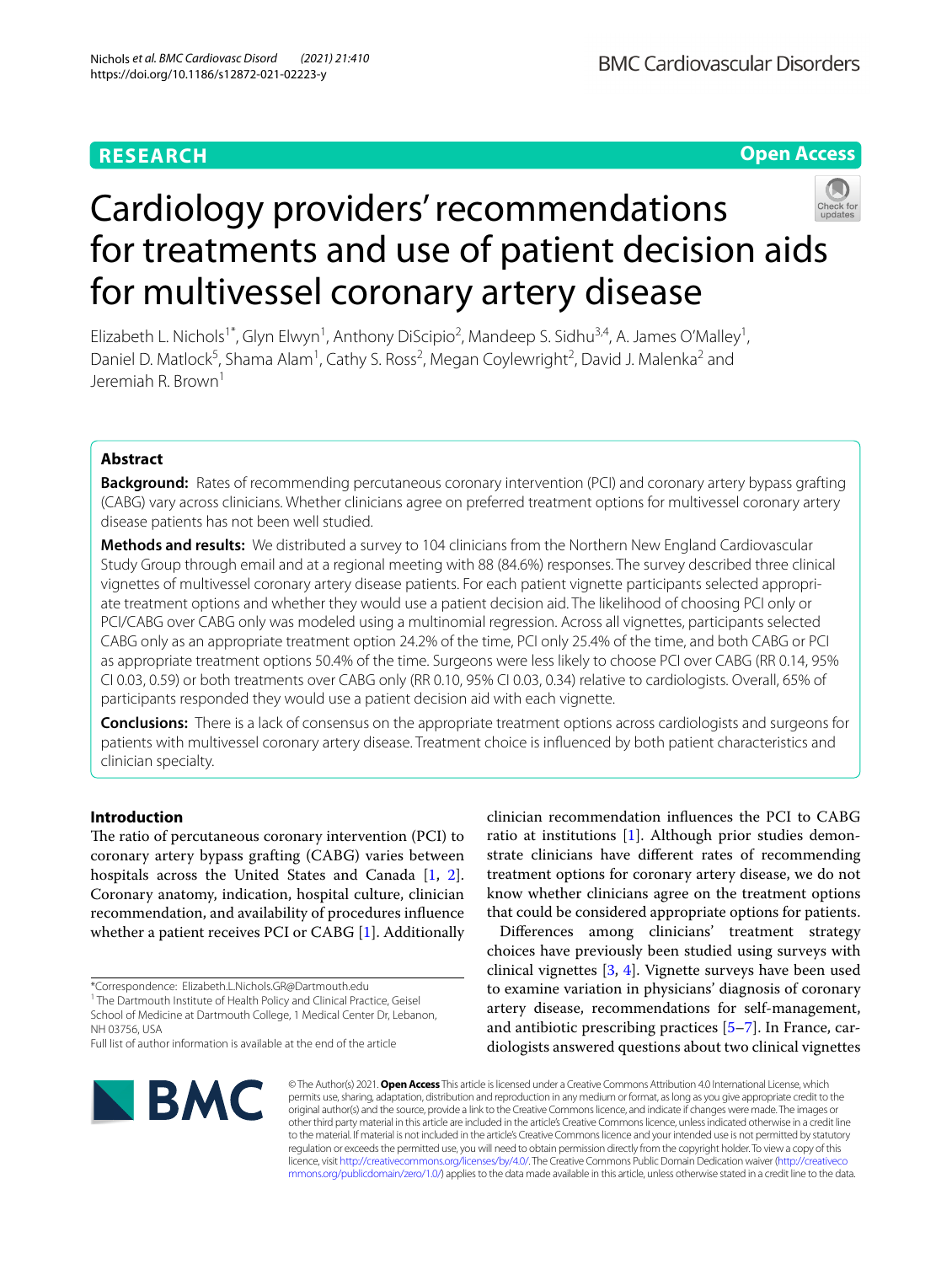# Cardiology providers' recommendations for treatments and use of patient decision aids for multivessel coronary artery disease

Elizabeth L. Nichols[1*], Glyn Elwyn[1], Anthony DiScipio[2], Mandeep S. Sidhu[3,4], A. James O'Malley[1], Daniel D. Matlock[5], Shama Alam[1], Cathy S. Ross[2], Megan Coylewright[2], David J. Malenka[2] and Jeremiah R. Brown[1]

## Abstract

**Background:** Rates of recommending percutaneous coronary intervention (PCI) and coronary artery bypass grafting (CABG) vary across clinicians. Whether clinicians agree on preferred treatment options for multivessel coronary artery disease patients has not been well studied.

**Methods and results:** We distributed a survey to 104 clinicians from the Northern New England Cardiovascular Study Group through email and at a regional meeting with 88 (84.6%) responses. The survey described three clinical vignettes of multivessel coronary artery disease patients. For each patient vignette participants selected appropriate treatment options and whether they would use a patient decision aid. The likelihood of choosing PCI only or PCI/CABG over CABG only was modeled using a multinomial regression. Across all vignettes, participants selected CABG only as an appropriate treatment option 24.2% of the time, PCI only 25.4% of the time, and both CABG or PCI as appropriate treatment options 50.4% of the time. Surgeons were less likely to choose PCI over CABG (RR 0.14, 95% CI 0.03, 0.59) or both treatments over CABG only (RR 0.10, 95% CI 0.03, 0.34) relative to cardiologists. Overall, 65% of participants responded they would use a patient decision aid with each vignette.

**Conclusions:** There is a lack of consensus on the appropriate treatment options across cardiologists and surgeons for patients with multivessel coronary artery disease. Treatment choice is influenced by both patient characteristics and clinician specialty.

## Introduction

The ratio of percutaneous coronary intervention (PCI) to coronary artery bypass grafting (CABG) varies between hospitals across the United States and Canada [1, 2]. Coronary anatomy, indication, hospital culture, clinician recommendation, and availability of procedures influence whether a patient receives PCI or CABG [1]. Additionally clinician recommendation influences the PCI to CABG ratio at institutions [1]. Although prior studies demonstrate clinicians have different rates of recommending treatment options for coronary artery disease, we do not know whether clinicians agree on the treatment options that could be considered appropriate options for patients.

Differences among clinicians' treatment strategy choices have previously been studied using surveys with clinical vignettes [3, 4]. Vignette surveys have been used to examine variation in physicians' diagnosis of coronary artery disease, recommendations for self-management, and antibiotic prescribing practices [5–7]. In France, cardiologists answered questions about two clinical vignettes

*Correspondence: Elizabeth.L.Nichols.GR@Dartmouth.edu
[1] The Dartmouth Institute of Health Policy and Clinical Practice, Geisel School of Medicine at Dartmouth College, 1 Medical Center Dr, Lebanon, NH 03756, USA
Full list of author information is available at the end of the article

© The Author(s) 2021. **Open Access** This article is licensed under a Creative Commons Attribution 4.0 International License, which permits use, sharing, adaptation, distribution and reproduction in any medium or format, as long as you give appropriate credit to the original author(s) and the source, provide a link to the Creative Commons licence, and indicate if changes were made. The images or other third party material in this article are included in the article's Creative Commons licence, unless indicated otherwise in a credit line to the material. If material is not included in the article's Creative Commons licence and your intended use is not permitted by statutory regulation or exceeds the permitted use, you will need to obtain permission directly from the copyright holder. To view a copy of this licence, visit http://creativecommons.org/licenses/by/4.0/. The Creative Commons Public Domain Dedication waiver (http://creativecommons.org/publicdomain/zero/1.0/) applies to the data made available in this article, unless otherwise stated in a credit line to the data.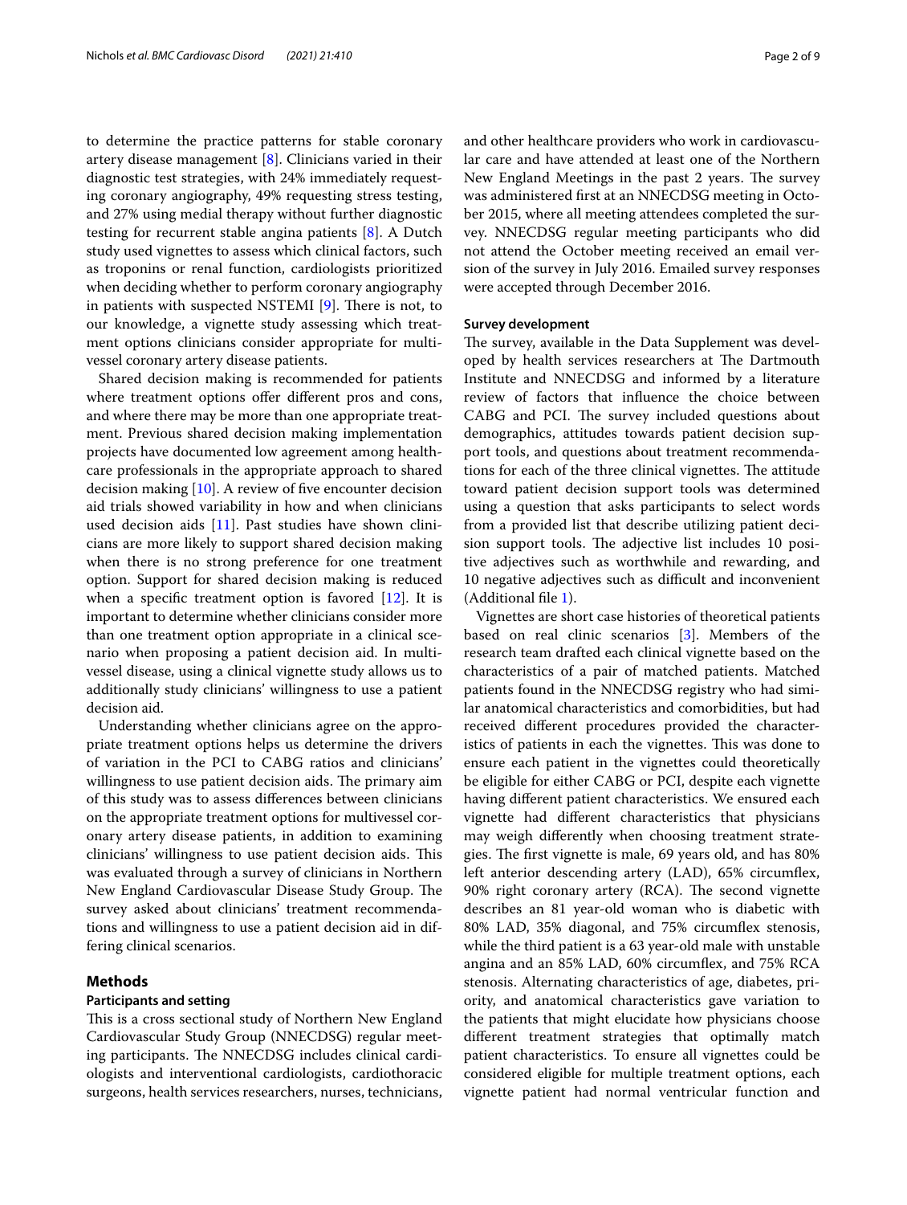to determine the practice patterns for stable coronary artery disease management [8]. Clinicians varied in their diagnostic test strategies, with 24% immediately requesting coronary angiography, 49% requesting stress testing, and 27% using medial therapy without further diagnostic testing for recurrent stable angina patients [8]. A Dutch study used vignettes to assess which clinical factors, such as troponins or renal function, cardiologists prioritized when deciding whether to perform coronary angiography in patients with suspected NSTEMI [9]. There is not, to our knowledge, a vignette study assessing which treatment options clinicians consider appropriate for multivessel coronary artery disease patients.

Shared decision making is recommended for patients where treatment options offer different pros and cons, and where there may be more than one appropriate treatment. Previous shared decision making implementation projects have documented low agreement among healthcare professionals in the appropriate approach to shared decision making [10]. A review of five encounter decision aid trials showed variability in how and when clinicians used decision aids [11]. Past studies have shown clinicians are more likely to support shared decision making when there is no strong preference for one treatment option. Support for shared decision making is reduced when a specific treatment option is favored [12]. It is important to determine whether clinicians consider more than one treatment option appropriate in a clinical scenario when proposing a patient decision aid. In multivessel disease, using a clinical vignette study allows us to additionally study clinicians' willingness to use a patient decision aid.

Understanding whether clinicians agree on the appropriate treatment options helps us determine the drivers of variation in the PCI to CABG ratios and clinicians' willingness to use patient decision aids. The primary aim of this study was to assess differences between clinicians on the appropriate treatment options for multivessel coronary artery disease patients, in addition to examining clinicians' willingness to use patient decision aids. This was evaluated through a survey of clinicians in Northern New England Cardiovascular Disease Study Group. The survey asked about clinicians' treatment recommendations and willingness to use a patient decision aid in differing clinical scenarios.

## Methods

### Participants and setting

This is a cross sectional study of Northern New England Cardiovascular Study Group (NNECDSG) regular meeting participants. The NNECDSG includes clinical cardiologists and interventional cardiologists, cardiothoracic surgeons, health services researchers, nurses, technicians, and other healthcare providers who work in cardiovascular care and have attended at least one of the Northern New England Meetings in the past 2 years. The survey was administered first at an NNECDSG meeting in October 2015, where all meeting attendees completed the survey. NNECDSG regular meeting participants who did not attend the October meeting received an email version of the survey in July 2016. Emailed survey responses were accepted through December 2016.

### Survey development

The survey, available in the Data Supplement was developed by health services researchers at The Dartmouth Institute and NNECDSG and informed by a literature review of factors that influence the choice between CABG and PCI. The survey included questions about demographics, attitudes towards patient decision support tools, and questions about treatment recommendations for each of the three clinical vignettes. The attitude toward patient decision support tools was determined using a question that asks participants to select words from a provided list that describe utilizing patient decision support tools. The adjective list includes 10 positive adjectives such as worthwhile and rewarding, and 10 negative adjectives such as difficult and inconvenient (Additional file 1).

Vignettes are short case histories of theoretical patients based on real clinic scenarios [3]. Members of the research team drafted each clinical vignette based on the characteristics of a pair of matched patients. Matched patients found in the NNECDSG registry who had similar anatomical characteristics and comorbidities, but had received different procedures provided the characteristics of patients in each the vignettes. This was done to ensure each patient in the vignettes could theoretically be eligible for either CABG or PCI, despite each vignette having different patient characteristics. We ensured each vignette had different characteristics that physicians may weigh differently when choosing treatment strategies. The first vignette is male, 69 years old, and has 80% left anterior descending artery (LAD), 65% circumflex, 90% right coronary artery (RCA). The second vignette describes an 81 year-old woman who is diabetic with 80% LAD, 35% diagonal, and 75% circumflex stenosis, while the third patient is a 63 year-old male with unstable angina and an 85% LAD, 60% circumflex, and 75% RCA stenosis. Alternating characteristics of age, diabetes, priority, and anatomical characteristics gave variation to the patients that might elucidate how physicians choose different treatment strategies that optimally match patient characteristics. To ensure all vignettes could be considered eligible for multiple treatment options, each vignette patient had normal ventricular function and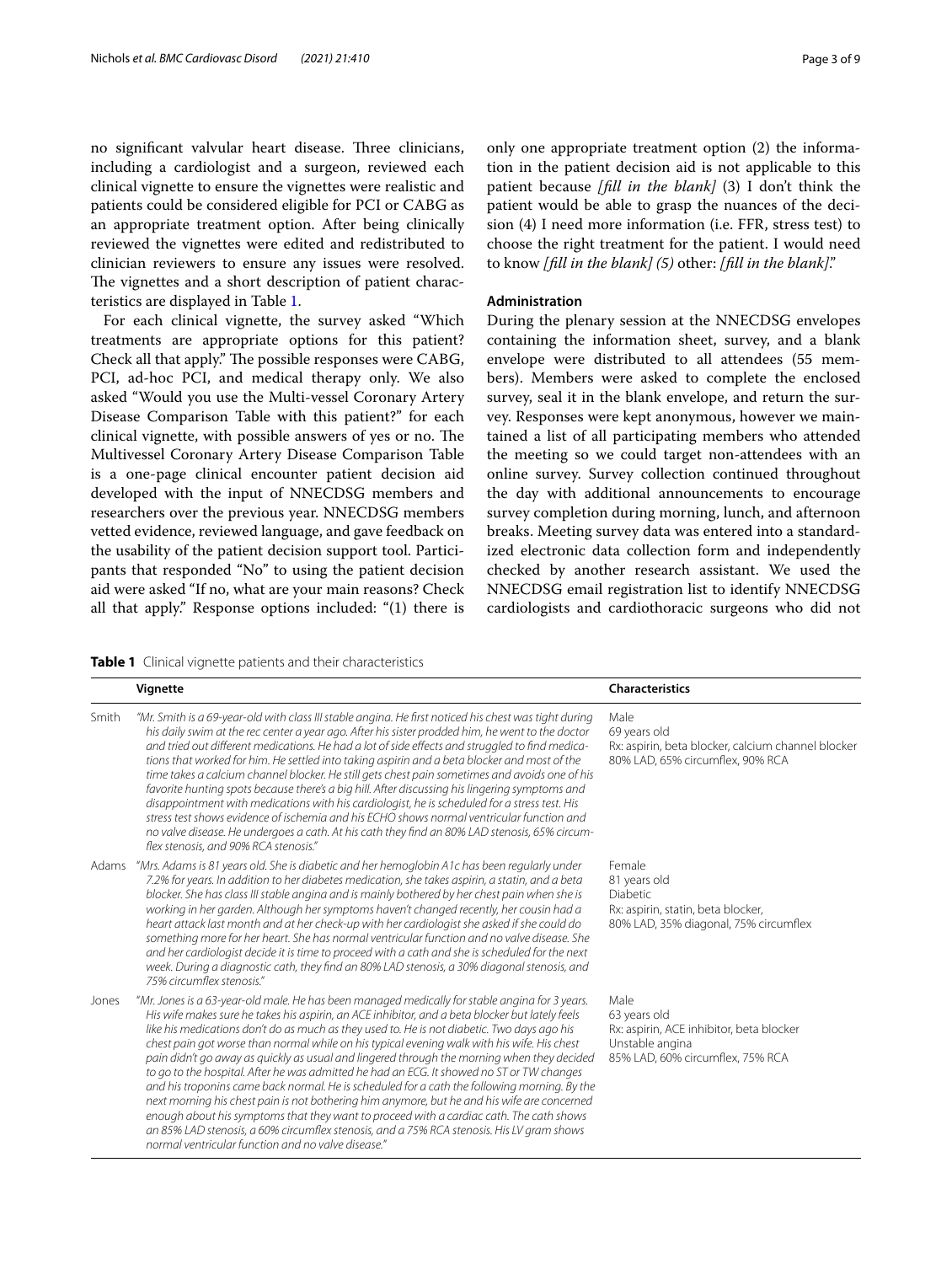no significant valvular heart disease. Three clinicians, including a cardiologist and a surgeon, reviewed each clinical vignette to ensure the vignettes were realistic and patients could be considered eligible for PCI or CABG as an appropriate treatment option. After being clinically reviewed the vignettes were edited and redistributed to clinician reviewers to ensure any issues were resolved. The vignettes and a short description of patient characteristics are displayed in Table 1.

For each clinical vignette, the survey asked "Which treatments are appropriate options for this patient? Check all that apply." The possible responses were CABG, PCI, ad-hoc PCI, and medical therapy only. We also asked "Would you use the Multi-vessel Coronary Artery Disease Comparison Table with this patient?" for each clinical vignette, with possible answers of yes or no. The Multivessel Coronary Artery Disease Comparison Table is a one-page clinical encounter patient decision aid developed with the input of NNECDSG members and researchers over the previous year. NNECDSG members vetted evidence, reviewed language, and gave feedback on the usability of the patient decision support tool. Participants that responded "No" to using the patient decision aid were asked "If no, what are your main reasons? Check all that apply." Response options included: "(1) there is only one appropriate treatment option (2) the information in the patient decision aid is not applicable to this patient because *[fill in the blank]* (3) I don't think the patient would be able to grasp the nuances of the decision (4) I need more information (i.e. FFR, stress test) to choose the right treatment for the patient. I would need to know *[fill in the blank] (5)* other: *[fill in the blank]*."

### Administration

During the plenary session at the NNECDSG envelopes containing the information sheet, survey, and a blank envelope were distributed to all attendees (55 members). Members were asked to complete the enclosed survey, seal it in the blank envelope, and return the survey. Responses were kept anonymous, however we maintained a list of all participating members who attended the meeting so we could target non-attendees with an online survey. Survey collection continued throughout the day with additional announcements to encourage survey completion during morning, lunch, and afternoon breaks. Meeting survey data was entered into a standardized electronic data collection form and independently checked by another research assistant. We used the NNECDSG email registration list to identify NNECDSG cardiologists and cardiothoracic surgeons who did not

**Table 1** Clinical vignette patients and their characteristics

| | Vignette | Characteristics |
|---|---|---|
| Smith | *"Mr. Smith is a 69-year-old with class III stable angina. He first noticed his chest was tight during his daily swim at the rec center a year ago. After his sister prodded him, he went to the doctor and tried out different medications. He had a lot of side effects and struggled to find medications that worked for him. He settled into taking aspirin and a beta blocker and most of the time takes a calcium channel blocker. He still gets chest pain sometimes and avoids one of his favorite hunting spots because there's a big hill. After discussing his lingering symptoms and disappointment with medications with his cardiologist, he is scheduled for a stress test. His stress test shows evidence of ischemia and his ECHO shows normal ventricular function and no valve disease. He undergoes a cath. At his cath they find an 80% LAD stenosis, 65% circumflex stenosis, and 90% RCA stenosis."* | Male<br>69 years old<br>Rx: aspirin, beta blocker, calcium channel blocker<br>80% LAD, 65% circumflex, 90% RCA |
| Adams | *"Mrs. Adams is 81 years old. She is diabetic and her hemoglobin A1c has been regularly under 7.2% for years. In addition to her diabetes medication, she takes aspirin, a statin, and a beta blocker. She has class III stable angina and is mainly bothered by her chest pain when she is working in her garden. Although her symptoms haven't changed recently, her cousin had a heart attack last month and at her check-up with her cardiologist she asked if she could do something more for her heart. She has normal ventricular function and no valve disease. She and her cardiologist decide it is time to proceed with a cath and she is scheduled for the next week. During a diagnostic cath, they find an 80% LAD stenosis, a 30% diagonal stenosis, and 75% circumflex stenosis."* | Female<br>81 years old<br>Diabetic<br>Rx: aspirin, statin, beta blocker,<br>80% LAD, 35% diagonal, 75% circumflex |
| Jones | *"Mr. Jones is a 63-year-old male. He has been managed medically for stable angina for 3 years. His wife makes sure he takes his aspirin, an ACE inhibitor, and a beta blocker but lately feels like his medications don't do as much as they used to. He is not diabetic. Two days ago his chest pain got worse than normal while on his typical evening walk with his wife. His chest pain didn't go away as quickly as usual and lingered through the morning when they decided to go to the hospital. After he was admitted he had an ECG. It showed no ST or TW changes and his troponins came back normal. He is scheduled for a cath the following morning. By the next morning his chest pain is not bothering him anymore, but he and his wife are concerned enough about his symptoms that they want to proceed with a cardiac cath. The cath shows an 85% LAD stenosis, a 60% circumflex stenosis, and a 75% RCA stenosis. His LV gram shows normal ventricular function and no valve disease."* | Male<br>63 years old<br>Rx: aspirin, ACE inhibitor, beta blocker<br>Unstable angina<br>85% LAD, 60% circumflex, 75% RCA |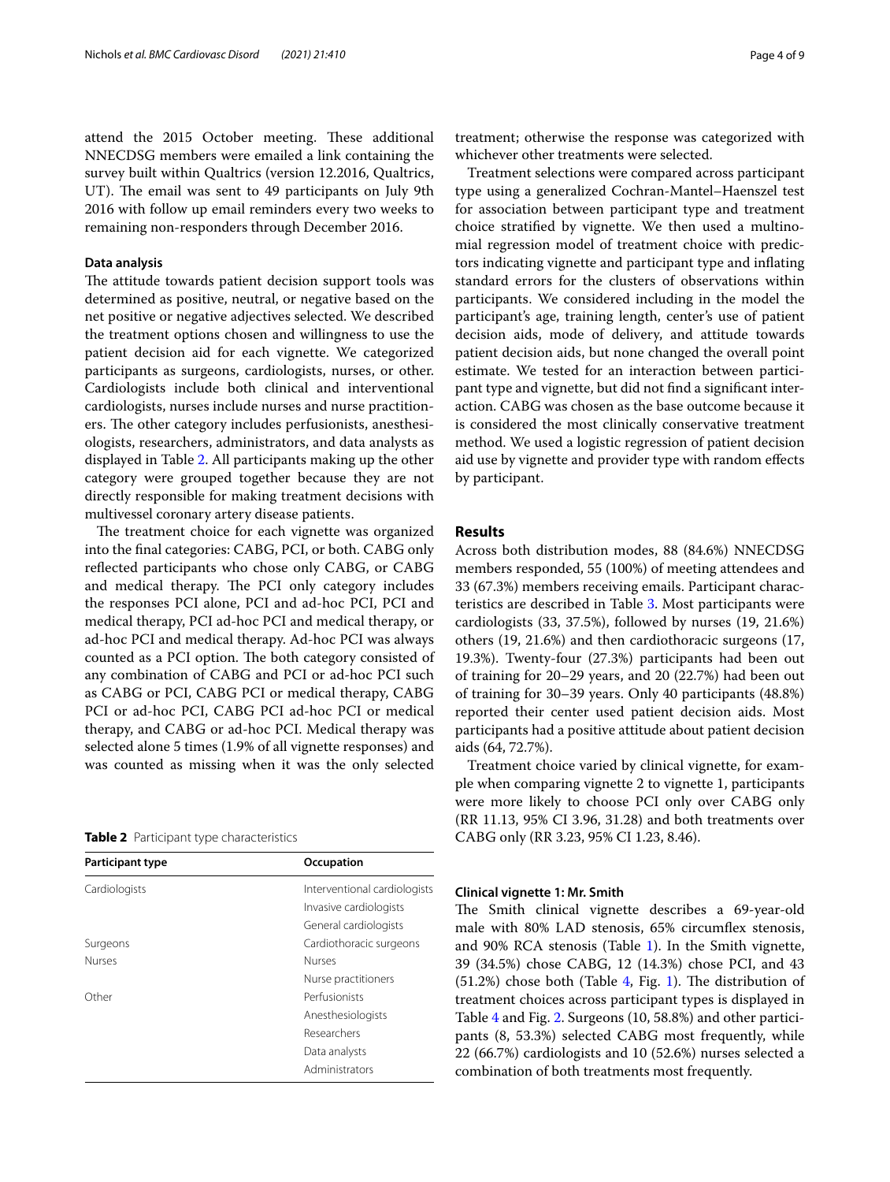attend the 2015 October meeting. These additional NNECDSG members were emailed a link containing the survey built within Qualtrics (version 12.2016, Qualtrics, UT). The email was sent to 49 participants on July 9th 2016 with follow up email reminders every two weeks to remaining non-responders through December 2016.

### Data analysis

The attitude towards patient decision support tools was determined as positive, neutral, or negative based on the net positive or negative adjectives selected. We described the treatment options chosen and willingness to use the patient decision aid for each vignette. We categorized participants as surgeons, cardiologists, nurses, or other. Cardiologists include both clinical and interventional cardiologists, nurses include nurses and nurse practitioners. The other category includes perfusionists, anesthesiologists, researchers, administrators, and data analysts as displayed in Table 2. All participants making up the other category were grouped together because they are not directly responsible for making treatment decisions with multivessel coronary artery disease patients.

The treatment choice for each vignette was organized into the final categories: CABG, PCI, or both. CABG only reflected participants who chose only CABG, or CABG and medical therapy. The PCI only category includes the responses PCI alone, PCI and ad-hoc PCI, PCI and medical therapy, PCI ad-hoc PCI and medical therapy, or ad-hoc PCI and medical therapy. Ad-hoc PCI was always counted as a PCI option. The both category consisted of any combination of CABG and PCI or ad-hoc PCI such as CABG or PCI, CABG PCI or medical therapy, CABG PCI or ad-hoc PCI, CABG PCI ad-hoc PCI or medical therapy, and CABG or ad-hoc PCI. Medical therapy was selected alone 5 times (1.9% of all vignette responses) and was counted as missing when it was the only selected treatment; otherwise the response was categorized with whichever other treatments were selected.

Treatment selections were compared across participant type using a generalized Cochran-Mantel–Haenszel test for association between participant type and treatment choice stratified by vignette. We then used a multinomial regression model of treatment choice with predictors indicating vignette and participant type and inflating standard errors for the clusters of observations within participants. We considered including in the model the participant's age, training length, center's use of patient decision aids, mode of delivery, and attitude towards patient decision aids, but none changed the overall point estimate. We tested for an interaction between participant type and vignette, but did not find a significant interaction. CABG was chosen as the base outcome because it is considered the most clinically conservative treatment method. We used a logistic regression of patient decision aid use by vignette and provider type with random effects by participant.

**Table 2** Participant type characteristics

| Participant type | Occupation |
|---|---|
| Cardiologists | Interventional cardiologists |
| | Invasive cardiologists |
| | General cardiologists |
| Surgeons | Cardiothoracic surgeons |
| Nurses | Nurses |
| | Nurse practitioners |
| Other | Perfusionists |
| | Anesthesiologists |
| | Researchers |
| | Data analysts |
| | Administrators |

## Results

Across both distribution modes, 88 (84.6%) NNECDSG members responded, 55 (100%) of meeting attendees and 33 (67.3%) members receiving emails. Participant characteristics are described in Table 3. Most participants were cardiologists (33, 37.5%), followed by nurses (19, 21.6%) others (19, 21.6%) and then cardiothoracic surgeons (17, 19.3%). Twenty-four (27.3%) participants had been out of training for 20–29 years, and 20 (22.7%) had been out of training for 30–39 years. Only 40 participants (48.8%) reported their center used patient decision aids. Most participants had a positive attitude about patient decision aids (64, 72.7%).

Treatment choice varied by clinical vignette, for example when comparing vignette 2 to vignette 1, participants were more likely to choose PCI only over CABG only (RR 11.13, 95% CI 3.96, 31.28) and both treatments over CABG only (RR 3.23, 95% CI 1.23, 8.46).

### Clinical vignette 1: Mr. Smith

The Smith clinical vignette describes a 69-year-old male with 80% LAD stenosis, 65% circumflex stenosis, and 90% RCA stenosis (Table 1). In the Smith vignette, 39 (34.5%) chose CABG, 12 (14.3%) chose PCI, and 43 (51.2%) chose both (Table 4, Fig. 1). The distribution of treatment choices across participant types is displayed in Table 4 and Fig. 2. Surgeons (10, 58.8%) and other participants (8, 53.3%) selected CABG most frequently, while 22 (66.7%) cardiologists and 10 (52.6%) nurses selected a combination of both treatments most frequently.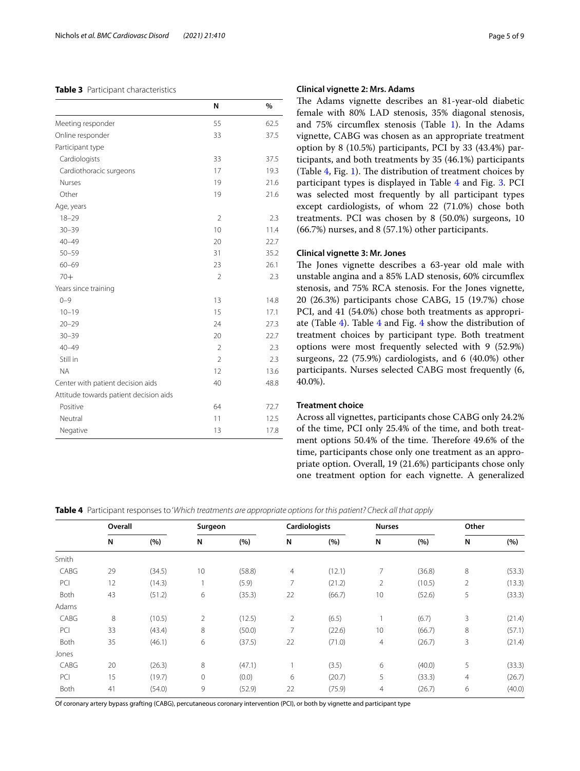**Table 3** Participant characteristics

| | N | % |
|---|---|---|
| Meeting responder | 55 | 62.5 |
| Online responder | 33 | 37.5 |
| Participant type | | |
| Cardiologists | 33 | 37.5 |
| Cardiothoracic surgeons | 17 | 19.3 |
| Nurses | 19 | 21.6 |
| Other | 19 | 21.6 |
| Age, years | | |
| 18–29 | 2 | 2.3 |
| 30–39 | 10 | 11.4 |
| 40–49 | 20 | 22.7 |
| 50–59 | 31 | 35.2 |
| 60–69 | 23 | 26.1 |
| 70+ | 2 | 2.3 |
| Years since training | | |
| 0–9 | 13 | 14.8 |
| 10–19 | 15 | 17.1 |
| 20–29 | 24 | 27.3 |
| 30–39 | 20 | 22.7 |
| 40–49 | 2 | 2.3 |
| Still in | 2 | 2.3 |
| NA | 12 | 13.6 |
| Center with patient decision aids | 40 | 48.8 |
| Attitude towards patient decision aids | | |
| Positive | 64 | 72.7 |
| Neutral | 11 | 12.5 |
| Negative | 13 | 17.8 |

### Clinical vignette 2: Mrs. Adams

The Adams vignette describes an 81-year-old diabetic female with 80% LAD stenosis, 35% diagonal stenosis, and 75% circumflex stenosis (Table 1). In the Adams vignette, CABG was chosen as an appropriate treatment option by 8 (10.5%) participants, PCI by 33 (43.4%) participants, and both treatments by 35 (46.1%) participants (Table 4, Fig. 1). The distribution of treatment choices by participant types is displayed in Table 4 and Fig. 3. PCI was selected most frequently by all participant types except cardiologists, of whom 22 (71.0%) chose both treatments. PCI was chosen by 8 (50.0%) surgeons, 10 (66.7%) nurses, and 8 (57.1%) other participants.

### Clinical vignette 3: Mr. Jones

The Jones vignette describes a 63-year old male with unstable angina and a 85% LAD stenosis, 60% circumflex stenosis, and 75% RCA stenosis. For the Jones vignette, 20 (26.3%) participants chose CABG, 15 (19.7%) chose PCI, and 41 (54.0%) chose both treatments as appropriate (Table 4). Table 4 and Fig. 4 show the distribution of treatment choices by participant type. Both treatment options were most frequently selected with 9 (52.9%) surgeons, 22 (75.9%) cardiologists, and 6 (40.0%) other participants. Nurses selected CABG most frequently (6, 40.0%).

### Treatment choice

Across all vignettes, participants chose CABG only 24.2% of the time, PCI only 25.4% of the time, and both treatment options 50.4% of the time. Therefore 49.6% of the time, participants chose only one treatment as an appropriate option. Overall, 19 (21.6%) participants chose only one treatment option for each vignette. A generalized

**Table 4** Participant responses to '*Which treatments are appropriate options for this patient? Check all that apply*

| | Overall | | Surgeon | | Cardiologists | | Nurses | | Other | |
|---|---|---|---|---|---|---|---|---|---|---|
| | N | (%) | N | (%) | N | (%) | N | (%) | N | (%) |
| Smith | | | | | | | | | | |
| CABG | 29 | (34.5) | 10 | (58.8) | 4 | (12.1) | 7 | (36.8) | 8 | (53.3) |
| PCI | 12 | (14.3) | 1 | (5.9) | 7 | (21.2) | 2 | (10.5) | 2 | (13.3) |
| Both | 43 | (51.2) | 6 | (35.3) | 22 | (66.7) | 10 | (52.6) | 5 | (33.3) |
| Adams | | | | | | | | | | |
| CABG | 8 | (10.5) | 2 | (12.5) | 2 | (6.5) | 1 | (6.7) | 3 | (21.4) |
| PCI | 33 | (43.4) | 8 | (50.0) | 7 | (22.6) | 10 | (66.7) | 8 | (57.1) |
| Both | 35 | (46.1) | 6 | (37.5) | 22 | (71.0) | 4 | (26.7) | 3 | (21.4) |
| Jones | | | | | | | | | | |
| CABG | 20 | (26.3) | 8 | (47.1) | 1 | (3.5) | 6 | (40.0) | 5 | (33.3) |
| PCI | 15 | (19.7) | 0 | (0.0) | 6 | (20.7) | 5 | (33.3) | 4 | (26.7) |
| Both | 41 | (54.0) | 9 | (52.9) | 22 | (75.9) | 4 | (26.7) | 6 | (40.0) |

Of coronary artery bypass grafting (CABG), percutaneous coronary intervention (PCI), or both by vignette and participant type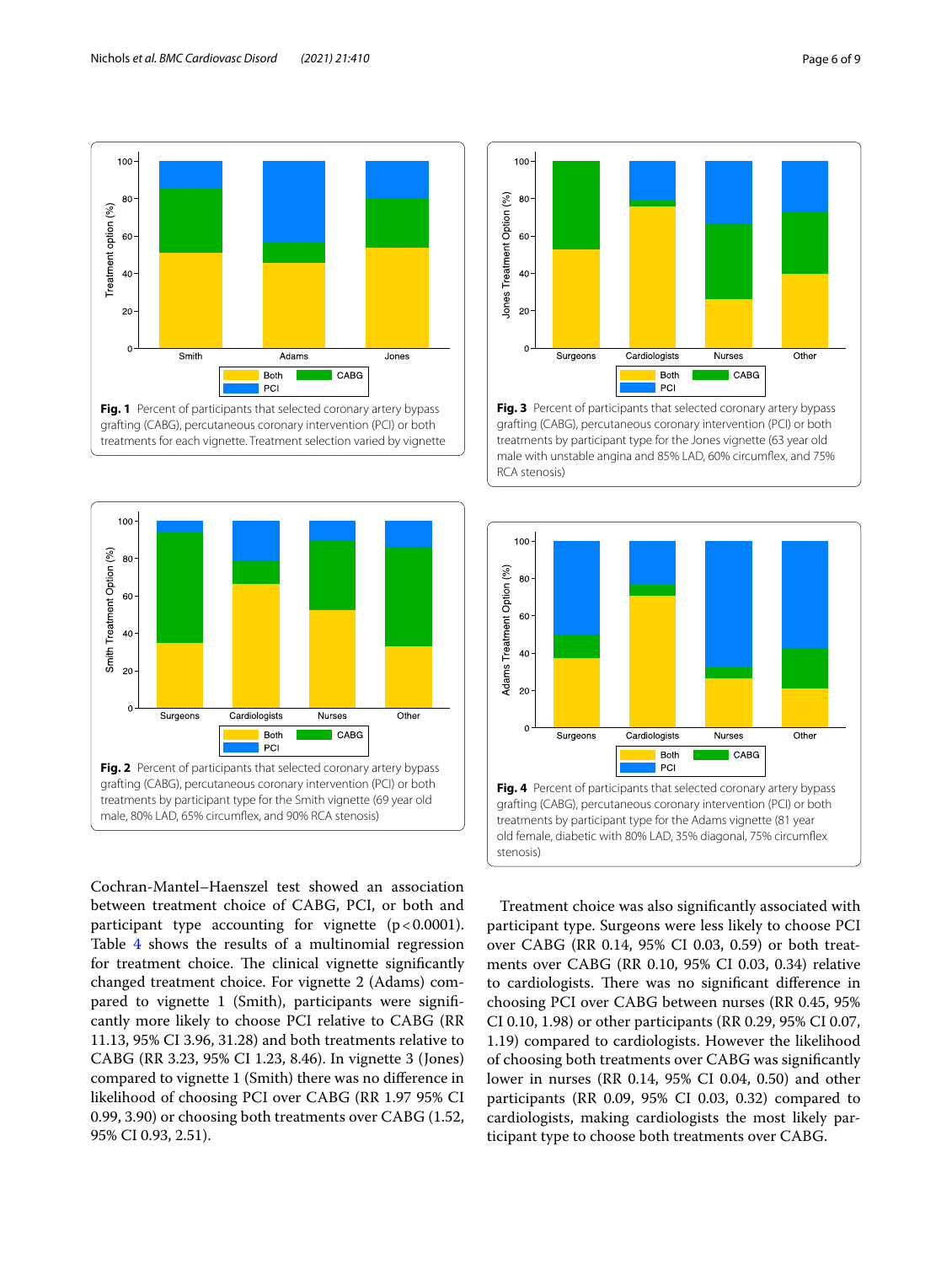**Fig. 1** Percent of participants that selected coronary artery bypass grafting (CABG), percutaneous coronary intervention (PCI) or both treatments for each vignette. Treatment selection varied by vignette

**Fig. 3** Percent of participants that selected coronary artery bypass grafting (CABG), percutaneous coronary intervention (PCI) or both treatments by participant type for the Jones vignette (63 year old male with unstable angina and 85% LAD, 60% circumflex, and 75% RCA stenosis)

**Fig. 2** Percent of participants that selected coronary artery bypass grafting (CABG), percutaneous coronary intervention (PCI) or both treatments by participant type for the Smith vignette (69 year old male, 80% LAD, 65% circumflex, and 90% RCA stenosis)

**Fig. 4** Percent of participants that selected coronary artery bypass grafting (CABG), percutaneous coronary intervention (PCI) or both treatments by participant type for the Adams vignette (81 year old female, diabetic with 80% LAD, 35% diagonal, 75% circumflex stenosis)

Cochran-Mantel–Haenszel test showed an association between treatment choice of CABG, PCI, or both and participant type accounting for vignette ($p<0.0001$). Table 4 shows the results of a multinomial regression for treatment choice. The clinical vignette significantly changed treatment choice. For vignette 2 (Adams) compared to vignette 1 (Smith), participants were significantly more likely to choose PCI relative to CABG (RR 11.13, 95% CI 3.96, 31.28) and both treatments relative to CABG (RR 3.23, 95% CI 1.23, 8.46). In vignette 3 (Jones) compared to vignette 1 (Smith) there was no difference in likelihood of choosing PCI over CABG (RR 1.97 95% CI 0.99, 3.90) or choosing both treatments over CABG (1.52, 95% CI 0.93, 2.51).

Treatment choice was also significantly associated with participant type. Surgeons were less likely to choose PCI over CABG (RR 0.14, 95% CI 0.03, 0.59) or both treatments over CABG (RR 0.10, 95% CI 0.03, 0.34) relative to cardiologists. There was no significant difference in choosing PCI over CABG between nurses (RR 0.45, 95% CI 0.10, 1.98) or other participants (RR 0.29, 95% CI 0.07, 1.19) compared to cardiologists. However the likelihood of choosing both treatments over CABG was significantly lower in nurses (RR 0.14, 95% CI 0.04, 0.50) and other participants (RR 0.09, 95% CI 0.03, 0.32) compared to cardiologists, making cardiologists the most likely participant type to choose both treatments over CABG.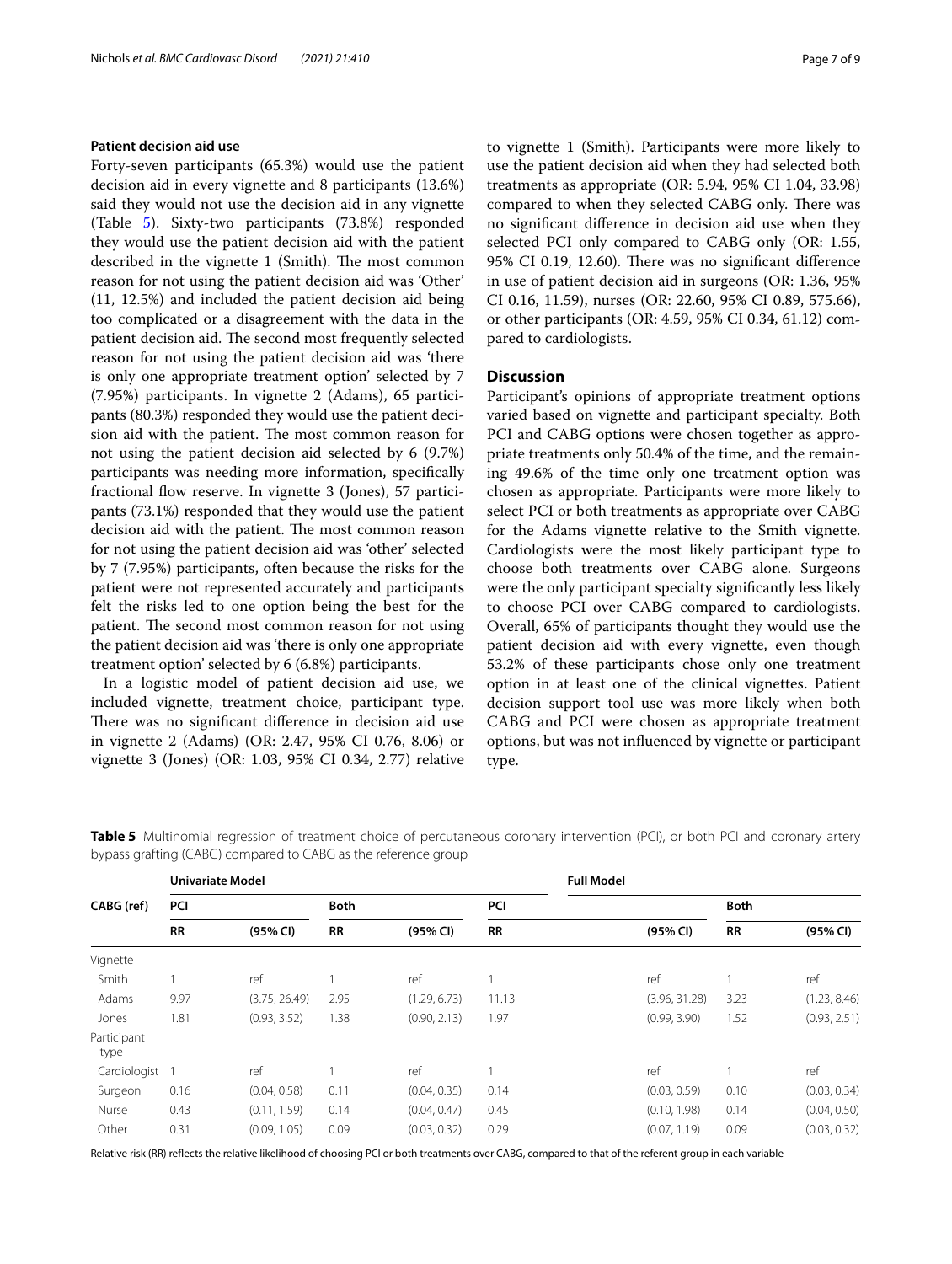### Patient decision aid use

Forty-seven participants (65.3%) would use the patient decision aid in every vignette and 8 participants (13.6%) said they would not use the decision aid in any vignette (Table 5). Sixty-two participants (73.8%) responded they would use the patient decision aid with the patient described in the vignette 1 (Smith). The most common reason for not using the patient decision aid was 'Other' (11, 12.5%) and included the patient decision aid being too complicated or a disagreement with the data in the patient decision aid. The second most frequently selected reason for not using the patient decision aid was 'there is only one appropriate treatment option' selected by 7 (7.95%) participants. In vignette 2 (Adams), 65 participants (80.3%) responded they would use the patient decision aid with the patient. The most common reason for not using the patient decision aid selected by 6 (9.7%) participants was needing more information, specifically fractional flow reserve. In vignette 3 (Jones), 57 participants (73.1%) responded that they would use the patient decision aid with the patient. The most common reason for not using the patient decision aid was 'other' selected by 7 (7.95%) participants, often because the risks for the patient were not represented accurately and participants felt the risks led to one option being the best for the patient. The second most common reason for not using the patient decision aid was 'there is only one appropriate treatment option' selected by 6 (6.8%) participants.

In a logistic model of patient decision aid use, we included vignette, treatment choice, participant type. There was no significant difference in decision aid use in vignette 2 (Adams) (OR: 2.47, 95% CI 0.76, 8.06) or vignette 3 (Jones) (OR: 1.03, 95% CI 0.34, 2.77) relative to vignette 1 (Smith). Participants were more likely to use the patient decision aid when they had selected both treatments as appropriate (OR: 5.94, 95% CI 1.04, 33.98) compared to when they selected CABG only. There was no significant difference in decision aid use when they selected PCI only compared to CABG only (OR: 1.55, 95% CI 0.19, 12.60). There was no significant difference in use of patient decision aid in surgeons (OR: 1.36, 95% CI 0.16, 11.59), nurses (OR: 22.60, 95% CI 0.89, 575.66), or other participants (OR: 4.59, 95% CI 0.34, 61.12) compared to cardiologists.

## Discussion

Participant's opinions of appropriate treatment options varied based on vignette and participant specialty. Both PCI and CABG options were chosen together as appropriate treatments only 50.4% of the time, and the remaining 49.6% of the time only one treatment option was chosen as appropriate. Participants were more likely to select PCI or both treatments as appropriate over CABG for the Adams vignette relative to the Smith vignette. Cardiologists were the most likely participant type to choose both treatments over CABG alone. Surgeons were the only participant specialty significantly less likely to choose PCI over CABG compared to cardiologists. Overall, 65% of participants thought they would use the patient decision aid with every vignette, even though 53.2% of these participants chose only one treatment option in at least one of the clinical vignettes. Patient decision support tool use was more likely when both CABG and PCI were chosen as appropriate treatment options, but was not influenced by vignette or participant type.

**Table 5** Multinomial regression of treatment choice of percutaneous coronary intervention (PCI), or both PCI and coronary artery bypass grafting (CABG) compared to CABG as the reference group

| CABG (ref) | Univariate Model | | | | Full Model | | | |
|---|---|---|---|---|---|---|---|---|
| | PCI | | Both | | PCI | | Both | |
| | RR | (95% CI) | RR | (95% CI) | RR | (95% CI) | RR | (95% CI) |
| Vignette | | | | | | | | |
| Smith | 1 | ref | 1 | ref | 1 | ref | 1 | ref |
| Adams | 9.97 | (3.75, 26.49) | 2.95 | (1.29, 6.73) | 11.13 | (3.96, 31.28) | 3.23 | (1.23, 8.46) |
| Jones | 1.81 | (0.93, 3.52) | 1.38 | (0.90, 2.13) | 1.97 | (0.99, 3.90) | 1.52 | (0.93, 2.51) |
| Participant type | | | | | | | | |
| Cardiologist | 1 | ref | 1 | ref | 1 | ref | 1 | ref |
| Surgeon | 0.16 | (0.04, 0.58) | 0.11 | (0.04, 0.35) | 0.14 | (0.03, 0.59) | 0.10 | (0.03, 0.34) |
| Nurse | 0.43 | (0.11, 1.59) | 0.14 | (0.04, 0.47) | 0.45 | (0.10, 1.98) | 0.14 | (0.04, 0.50) |
| Other | 0.31 | (0.09, 1.05) | 0.09 | (0.03, 0.32) | 0.29 | (0.07, 1.19) | 0.09 | (0.03, 0.32) |

Relative risk (RR) reflects the relative likelihood of choosing PCI or both treatments over CABG, compared to that of the referent group in each variable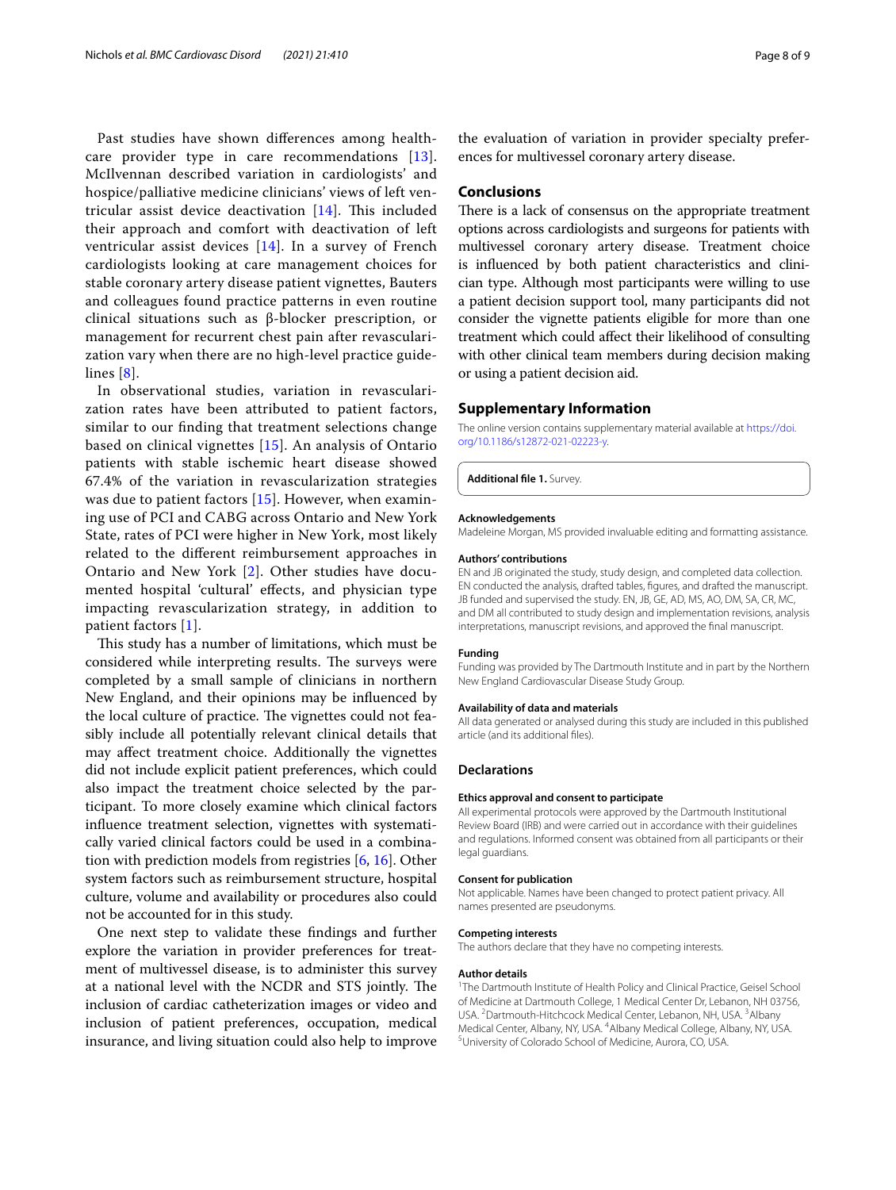Past studies have shown differences among healthcare provider type in care recommendations [13]. McIlvennan described variation in cardiologists' and hospice/palliative medicine clinicians' views of left ventricular assist device deactivation [14]. This included their approach and comfort with deactivation of left ventricular assist devices [14]. In a survey of French cardiologists looking at care management choices for stable coronary artery disease patient vignettes, Bauters and colleagues found practice patterns in even routine clinical situations such as β-blocker prescription, or management for recurrent chest pain after revascularization vary when there are no high-level practice guidelines [8].

In observational studies, variation in revascularization rates have been attributed to patient factors, similar to our finding that treatment selections change based on clinical vignettes [15]. An analysis of Ontario patients with stable ischemic heart disease showed 67.4% of the variation in revascularization strategies was due to patient factors [15]. However, when examining use of PCI and CABG across Ontario and New York State, rates of PCI were higher in New York, most likely related to the different reimbursement approaches in Ontario and New York [2]. Other studies have documented hospital 'cultural' effects, and physician type impacting revascularization strategy, in addition to patient factors [1].

This study has a number of limitations, which must be considered while interpreting results. The surveys were completed by a small sample of clinicians in northern New England, and their opinions may be influenced by the local culture of practice. The vignettes could not feasibly include all potentially relevant clinical details that may affect treatment choice. Additionally the vignettes did not include explicit patient preferences, which could also impact the treatment choice selected by the participant. To more closely examine which clinical factors influence treatment selection, vignettes with systematically varied clinical factors could be used in a combination with prediction models from registries [6, 16]. Other system factors such as reimbursement structure, hospital culture, volume and availability or procedures also could not be accounted for in this study.

One next step to validate these findings and further explore the variation in provider preferences for treatment of multivessel disease, is to administer this survey at a national level with the NCDR and STS jointly. The inclusion of cardiac catheterization images or video and inclusion of patient preferences, occupation, medical insurance, and living situation could also help to improve the evaluation of variation in provider specialty preferences for multivessel coronary artery disease.

## Conclusions

There is a lack of consensus on the appropriate treatment options across cardiologists and surgeons for patients with multivessel coronary artery disease. Treatment choice is influenced by both patient characteristics and clinician type. Although most participants were willing to use a patient decision support tool, many participants did not consider the vignette patients eligible for more than one treatment which could affect their likelihood of consulting with other clinical team members during decision making or using a patient decision aid.

## Supplementary Information

The online version contains supplementary material available at https://doi.org/10.1186/s12872-021-02223-y.

**Additional file 1.** Survey.

### Acknowledgements

Madeleine Morgan, MS provided invaluable editing and formatting assistance.

### Authors' contributions

EN and JB originated the study, study design, and completed data collection. EN conducted the analysis, drafted tables, figures, and drafted the manuscript. JB funded and supervised the study. EN, JB, GE, AD, MS, AO, DM, SA, CR, MC, and DM all contributed to study design and implementation revisions, analysis interpretations, manuscript revisions, and approved the final manuscript.

### Funding

Funding was provided by The Dartmouth Institute and in part by the Northern New England Cardiovascular Disease Study Group.

### Availability of data and materials

All data generated or analysed during this study are included in this published article (and its additional files).

## Declarations

### Ethics approval and consent to participate

All experimental protocols were approved by the Dartmouth Institutional Review Board (IRB) and were carried out in accordance with their guidelines and regulations. Informed consent was obtained from all participants or their legal guardians.

### Consent for publication

Not applicable. Names have been changed to protect patient privacy. All names presented are pseudonyms.

### Competing interests

The authors declare that they have no competing interests.

### Author details

[1]The Dartmouth Institute of Health Policy and Clinical Practice, Geisel School of Medicine at Dartmouth College, 1 Medical Center Dr, Lebanon, NH 03756, USA. [2]Dartmouth-Hitchcock Medical Center, Lebanon, NH, USA. [3]Albany Medical Center, Albany, NY, USA. [4]Albany Medical College, Albany, NY, USA. [5]University of Colorado School of Medicine, Aurora, CO, USA.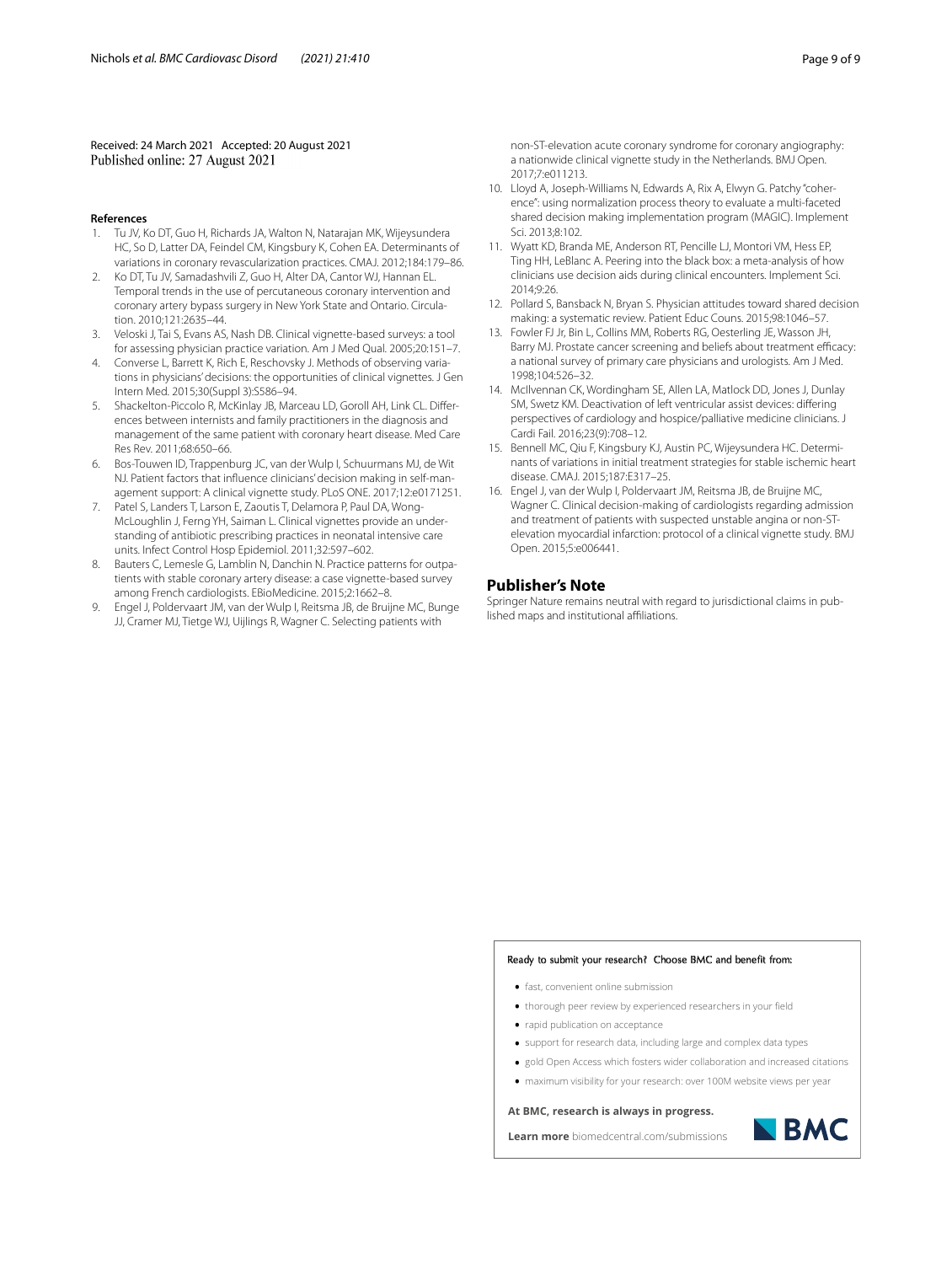Received: 24 March 2021 Accepted: 20 August 2021
Published online: 27 August 2021

## References

1. Tu JV, Ko DT, Guo H, Richards JA, Walton N, Natarajan MK, Wijeysundera HC, So D, Latter DA, Feindel CM, Kingsbury K, Cohen EA. Determinants of variations in coronary revascularization practices. CMAJ. 2012;184:179–86.
2. Ko DT, Tu JV, Samadashvili Z, Guo H, Alter DA, Cantor WJ, Hannan EL. Temporal trends in the use of percutaneous coronary intervention and coronary artery bypass surgery in New York State and Ontario. Circulation. 2010;121:2635–44.
3. Veloski J, Tai S, Evans AS, Nash DB. Clinical vignette-based surveys: a tool for assessing physician practice variation. Am J Med Qual. 2005;20:151–7.
4. Converse L, Barrett K, Rich E, Reschovsky J. Methods of observing variations in physicians' decisions: the opportunities of clinical vignettes. J Gen Intern Med. 2015;30(Suppl 3):S586–94.
5. Shackelton-Piccolo R, McKinlay JB, Marceau LD, Goroll AH, Link CL. Differences between internists and family practitioners in the diagnosis and management of the same patient with coronary heart disease. Med Care Res Rev. 2011;68:650–66.
6. Bos-Touwen ID, Trappenburg JC, van der Wulp I, Schuurmans MJ, de Wit NJ. Patient factors that influence clinicians' decision making in self-management support: A clinical vignette study. PLoS ONE. 2017;12:e0171251.
7. Patel S, Landers T, Larson E, Zaoutis T, Delamora P, Paul DA, Wong-McLoughlin J, Ferng YH, Saiman L. Clinical vignettes provide an understanding of antibiotic prescribing practices in neonatal intensive care units. Infect Control Hosp Epidemiol. 2011;32:597–602.
8. Bauters C, Lemesle G, Lamblin N, Danchin N. Practice patterns for outpatients with stable coronary artery disease: a case vignette-based survey among French cardiologists. EBioMedicine. 2015;2:1662–8.
9. Engel J, Poldervaart JM, van der Wulp I, Reitsma JB, de Bruijne MC, Bunge JJ, Cramer MJ, Tietge WJ, Uijlings R, Wagner C. Selecting patients with non-ST-elevation acute coronary syndrome for coronary angiography: a nationwide clinical vignette study in the Netherlands. BMJ Open. 2017;7:e011213.
10. Lloyd A, Joseph-Williams N, Edwards A, Rix A, Elwyn G. Patchy "coherence": using normalization process theory to evaluate a multi-faceted shared decision making implementation program (MAGIC). Implement Sci. 2013;8:102.
11. Wyatt KD, Branda ME, Anderson RT, Pencille LJ, Montori VM, Hess EP, Ting HH, LeBlanc A. Peering into the black box: a meta-analysis of how clinicians use decision aids during clinical encounters. Implement Sci. 2014;9:26.
12. Pollard S, Bansback N, Bryan S. Physician attitudes toward shared decision making: a systematic review. Patient Educ Couns. 2015;98:1046–57.
13. Fowler FJ Jr, Bin L, Collins MM, Roberts RG, Oesterling JE, Wasson JH, Barry MJ. Prostate cancer screening and beliefs about treatment efficacy: a national survey of primary care physicians and urologists. Am J Med. 1998;104:526–32.
14. McIlvennan CK, Wordingham SE, Allen LA, Matlock DD, Jones J, Dunlay SM, Swetz KM. Deactivation of left ventricular assist devices: differing perspectives of cardiology and hospice/palliative medicine clinicians. J Cardi Fail. 2016;23(9):708–12.
15. Bennell MC, Qiu F, Kingsbury KJ, Austin PC, Wijeysundera HC. Determinants of variations in initial treatment strategies for stable ischemic heart disease. CMAJ. 2015;187:E317–25.
16. Engel J, van der Wulp I, Poldervaart JM, Reitsma JB, de Bruijne MC, Wagner C. Clinical decision-making of cardiologists regarding admission and treatment of patients with suspected unstable angina or non-ST-elevation myocardial infarction: protocol of a clinical vignette study. BMJ Open. 2015;5:e006441.

## Publisher's Note

Springer Nature remains neutral with regard to jurisdictional claims in published maps and institutional affiliations.

Ready to submit your research? Choose BMC and benefit from:

- fast, convenient online submission
- thorough peer review by experienced researchers in your field
- rapid publication on acceptance
- support for research data, including large and complex data types
- gold Open Access which fosters wider collaboration and increased citations
- maximum visibility for your research: over 100M website views per year

**At BMC, research is always in progress.**

**Learn more** biomedcentral.com/submissions

BMC